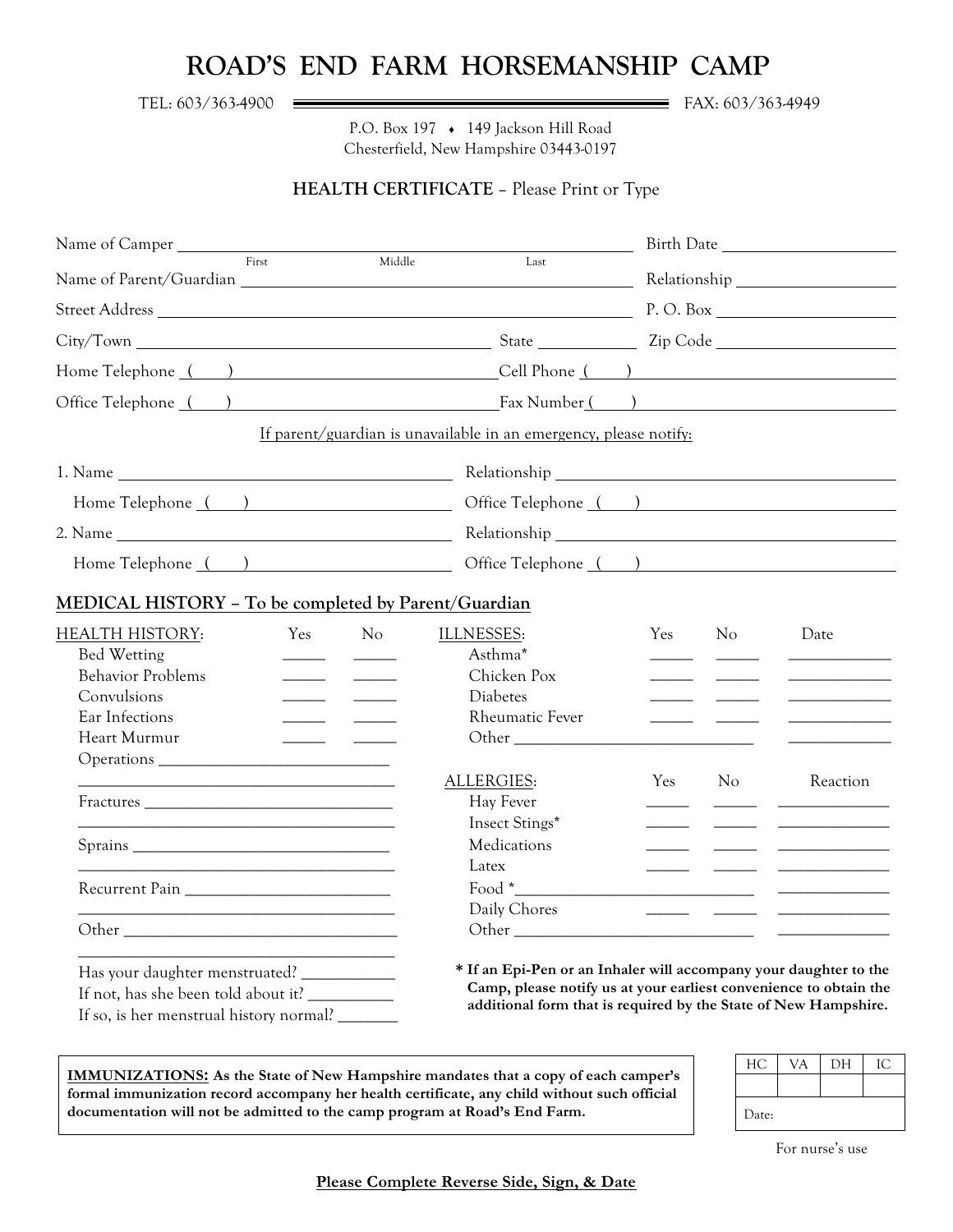# ROAD'S END FARM HORSEMANSHIP CAMP

TEL: 603/363-4900 FAX: 603/363-4949

P.O. Box 197 ♦ 149 Jackson Hill Road
Chesterfield, New Hampshire 03443-0197

## HEALTH CERTIFICATE – Please Print or Type

Name of Camper ____________________ (First / Middle / Last) Birth Date ____________

Name of Parent/Guardian ____________________ Relationship ____________

Street Address ____________________ P. O. Box ____________

City/Town ____________ State ________ Zip Code ____________

Home Telephone (    ) ____________ Cell Phone (    ) ____________

Office Telephone (    ) ____________ Fax Number (    ) ____________

If parent/guardian is unavailable in an emergency, please notify:

1. Name ____________________ Relationship ____________________
   Home Telephone (    ) ____________ Office Telephone (    ) ____________
2. Name ____________________ Relationship ____________________
   Home Telephone (    ) ____________ Office Telephone (    ) ____________

## MEDICAL HISTORY – To be completed by Parent/Guardian

| HEALTH HISTORY: | Yes | No |
|---|---|---|
| Bed Wetting | _____ | _____ |
| Behavior Problems | _____ | _____ |
| Convulsions | _____ | _____ |
| Ear Infections | _____ | _____ |
| Heart Murmur | _____ | _____ |

Operations ____________________
____________________

Fractures ____________________
____________________

Sprains ____________________
____________________

Recurrent Pain ____________________
____________________

Other ____________________
____________________

Has your daughter menstruated? __________

If not, has she been told about it? __________

If so, is her menstrual history normal? __________

| ILLNESSES: | Yes | No | Date |
|---|---|---|---|
| Asthma* | _____ | _____ | __________ |
| Chicken Pox | _____ | _____ | __________ |
| Diabetes | _____ | _____ | __________ |
| Rheumatic Fever | _____ | _____ | __________ |
| Other ____________________ | | | __________ |

| ALLERGIES: | Yes | No | Reaction |
|---|---|---|---|
| Hay Fever | _____ | _____ | __________ |
| Insect Stings* | _____ | _____ | __________ |
| Medications | _____ | _____ | __________ |
| Latex | _____ | _____ | __________ |
| Food *____________________ | | | __________ |
| Daily Chores | _____ | _____ | __________ |
| Other ____________________ | | | __________ |

**\* If an Epi-Pen or an Inhaler will accompany your daughter to the Camp, please notify us at your earliest convenience to obtain the additional form that is required by the State of New Hampshire.**

**IMMUNIZATIONS: As the State of New Hampshire mandates that a copy of each camper's formal immunization record accompany her health certificate, any child without such official documentation will not be admitted to the camp program at Road's End Farm.**

| HC | VA | DH | IC |
|---|---|---|---|
| | | | |
| Date: | | | |

For nurse's use

**Please Complete Reverse Side, Sign, & Date**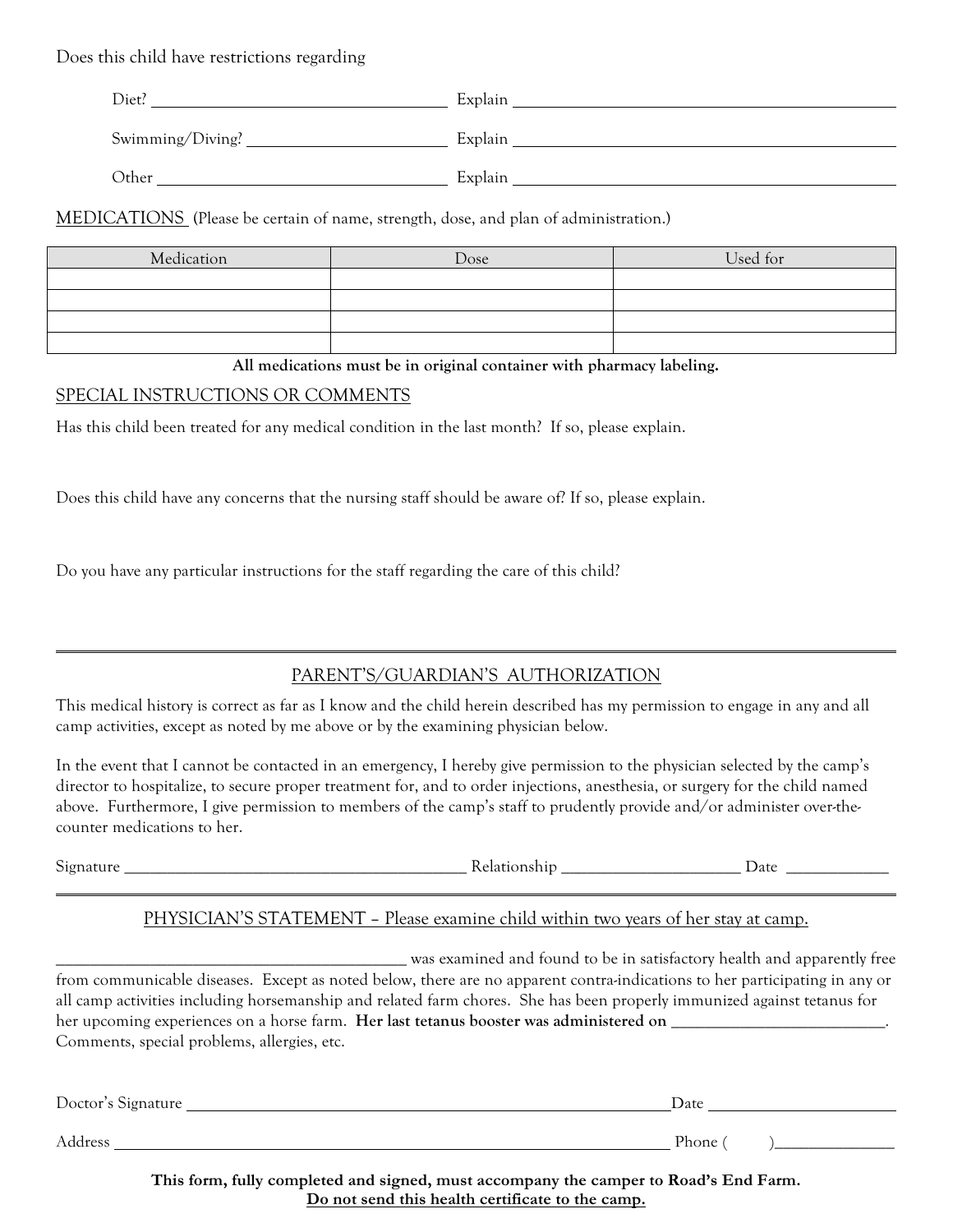Does this child have restrictions regarding

Diet? ______________________ Explain ______________________

Swimming/Diving? ______________________ Explain ______________________

Other ______________________ Explain ______________________

MEDICATIONS (Please be certain of name, strength, dose, and plan of administration.)

| Medication | Dose | Used for |
|---|---|---|
| | | |
| | | |
| | | |
| | | |

**All medications must be in original container with pharmacy labeling.**

SPECIAL INSTRUCTIONS OR COMMENTS

Has this child been treated for any medical condition in the last month? If so, please explain.

Does this child have any concerns that the nursing staff should be aware of? If so, please explain.

Do you have any particular instructions for the staff regarding the care of this child?

## PARENT'S/GUARDIAN'S AUTHORIZATION

This medical history is correct as far as I know and the child herein described has my permission to engage in any and all camp activities, except as noted by me above or by the examining physician below.

In the event that I cannot be contacted in an emergency, I hereby give permission to the physician selected by the camp's director to hospitalize, to secure proper treatment for, and to order injections, anesthesia, or surgery for the child named above. Furthermore, I give permission to members of the camp's staff to prudently provide and/or administer over-the-counter medications to her.

Signature ______________________ Relationship ______________________ Date ____________

## PHYSICIAN'S STATEMENT – Please examine child within two years of her stay at camp.

______________________ was examined and found to be in satisfactory health and apparently free from communicable diseases. Except as noted below, there are no apparent contra-indications to her participating in any or all camp activities including horsemanship and related farm chores. She has been properly immunized against tetanus for her upcoming experiences on a horse farm. **Her last tetanus booster was administered on** ______________________.
Comments, special problems, allergies, etc.

Doctor's Signature ______________________ Date ______________________

Address ______________________ Phone (     )______________

**This form, fully completed and signed, must accompany the camper to Road's End Farm.**
**Do not send this health certificate to the camp.**